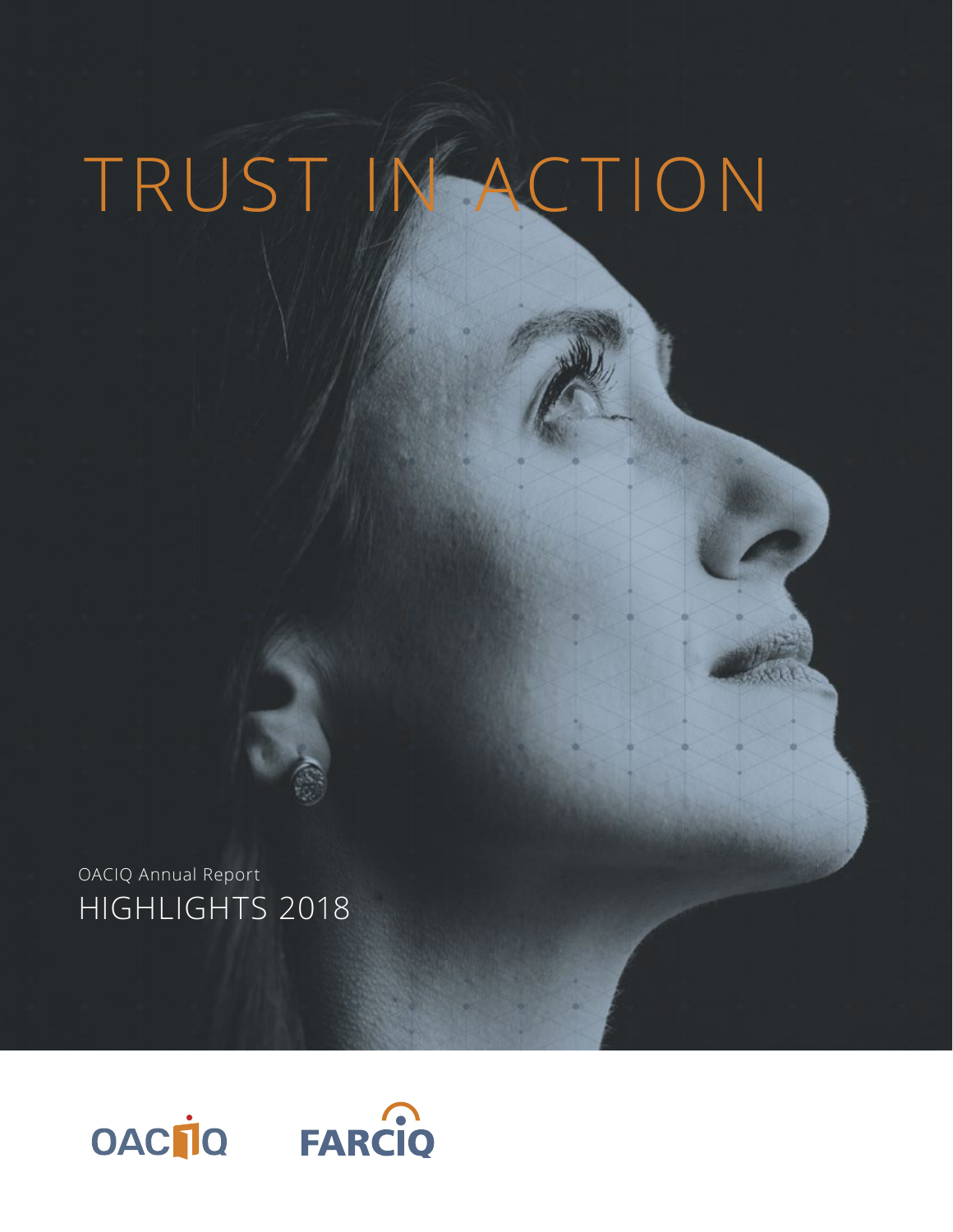# TRUST IN ACTION

OACIQ Annual Report

HIGHLIGHTS 2018

OACIQ FARCIQ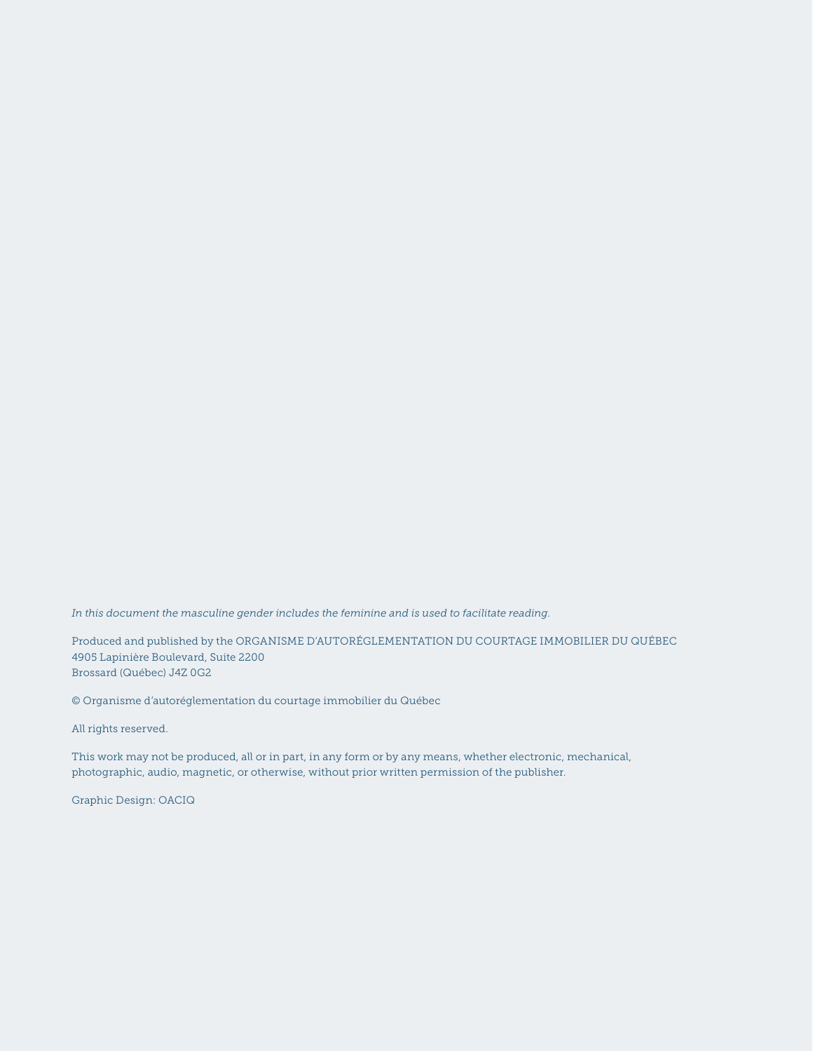*In this document the masculine gender includes the feminine and is used to facilitate reading.*

Produced and published by the ORGANISME D'AUTORÉGLEMENTATION DU COURTAGE IMMOBILIER DU QUÉBEC
4905 Lapinière Boulevard, Suite 2200
Brossard (Québec) J4Z 0G2

© Organisme d'autoréglementation du courtage immobilier du Québec

All rights reserved.

This work may not be produced, all or in part, in any form or by any means, whether electronic, mechanical, photographic, audio, magnetic, or otherwise, without prior written permission of the publisher.

Graphic Design: OACIQ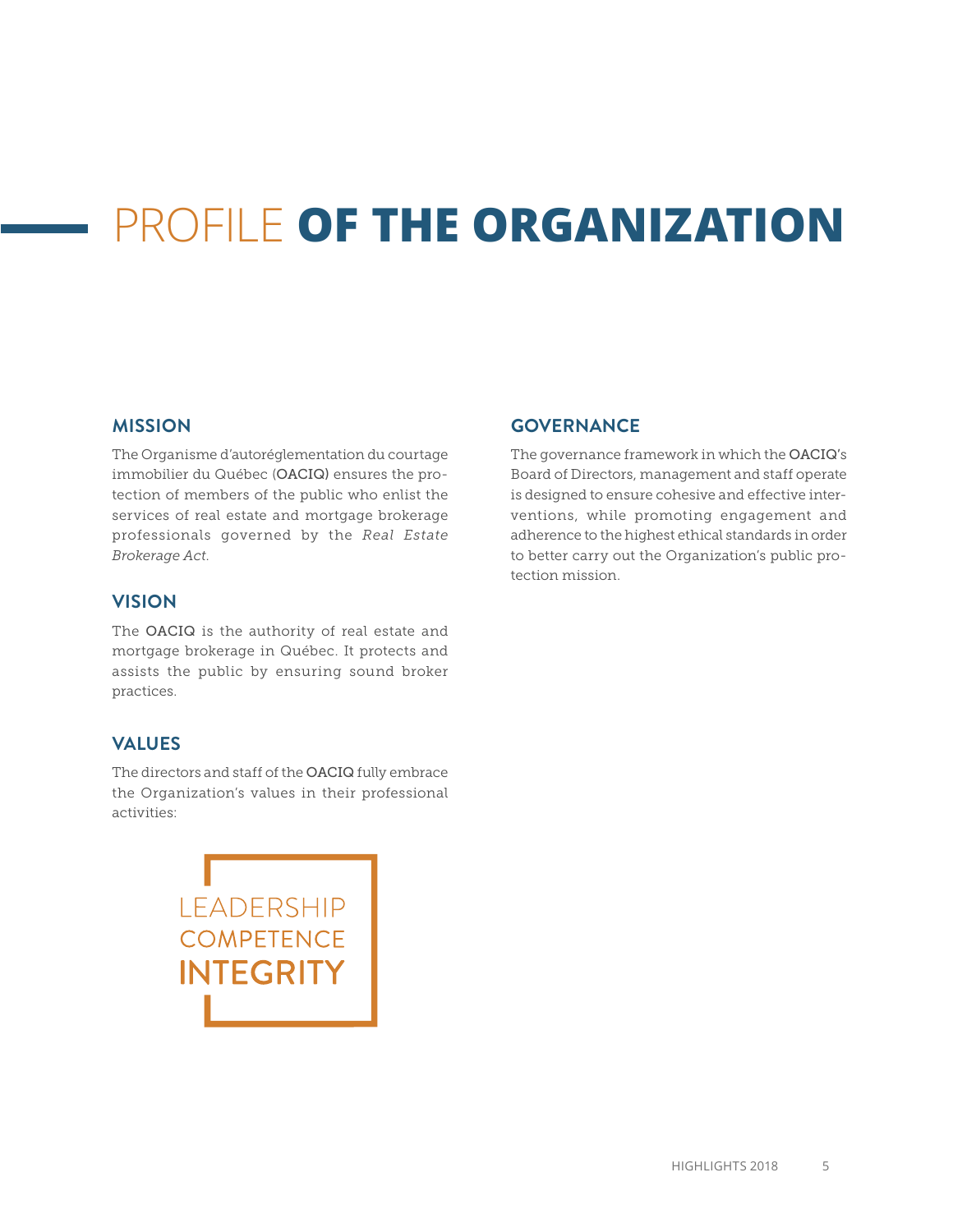# PROFILE **OF THE ORGANIZATION**

## MISSION

The Organisme d'autoréglementation du courtage immobilier du Québec (OACIQ) ensures the protection of members of the public who enlist the services of real estate and mortgage brokerage professionals governed by the *Real Estate Brokerage Act.*

## VISION

The OACIQ is the authority of real estate and mortgage brokerage in Québec. It protects and assists the public by ensuring sound broker practices.

## VALUES

The directors and staff of the OACIQ fully embrace the Organization's values in their professional activities:

LEADERSHIP
COMPETENCE
**INTEGRITY**

## GOVERNANCE

The governance framework in which the OACIQ's Board of Directors, management and staff operate is designed to ensure cohesive and effective interventions, while promoting engagement and adherence to the highest ethical standards in order to better carry out the Organization's public protection mission.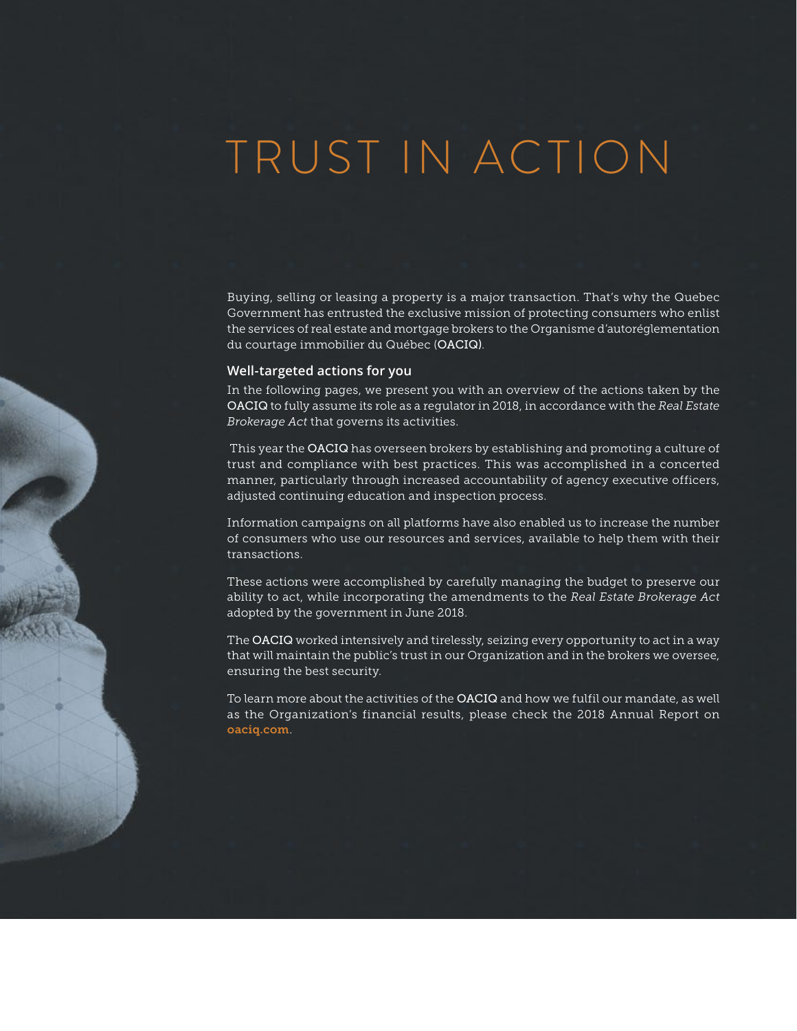# TRUST IN ACTION

Buying, selling or leasing a property is a major transaction. That's why the Quebec Government has entrusted the exclusive mission of protecting consumers who enlist the services of real estate and mortgage brokers to the Organisme d'autoréglementation du courtage immobilier du Québec (**OACIQ**).

## Well-targeted actions for you

In the following pages, we present you with an overview of the actions taken by the **OACIQ** to fully assume its role as a regulator in 2018, in accordance with the *Real Estate Brokerage Act* that governs its activities.

This year the **OACIQ** has overseen brokers by establishing and promoting a culture of trust and compliance with best practices. This was accomplished in a concerted manner, particularly through increased accountability of agency executive officers, adjusted continuing education and inspection process.

Information campaigns on all platforms have also enabled us to increase the number of consumers who use our resources and services, available to help them with their transactions.

These actions were accomplished by carefully managing the budget to preserve our ability to act, while incorporating the amendments to the *Real Estate Brokerage Act* adopted by the government in June 2018.

The **OACIQ** worked intensively and tirelessly, seizing every opportunity to act in a way that will maintain the public's trust in our Organization and in the brokers we oversee, ensuring the best security.

To learn more about the activities of the **OACIQ** and how we fulfil our mandate, as well as the Organization's financial results, please check the 2018 Annual Report on **oaciq.com**.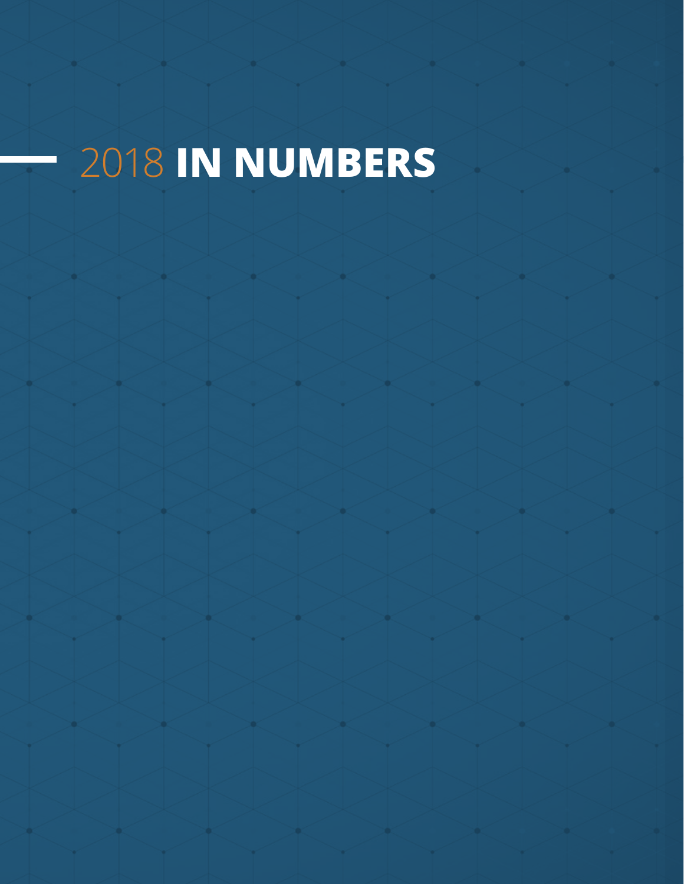# 2018 **IN NUMBERS**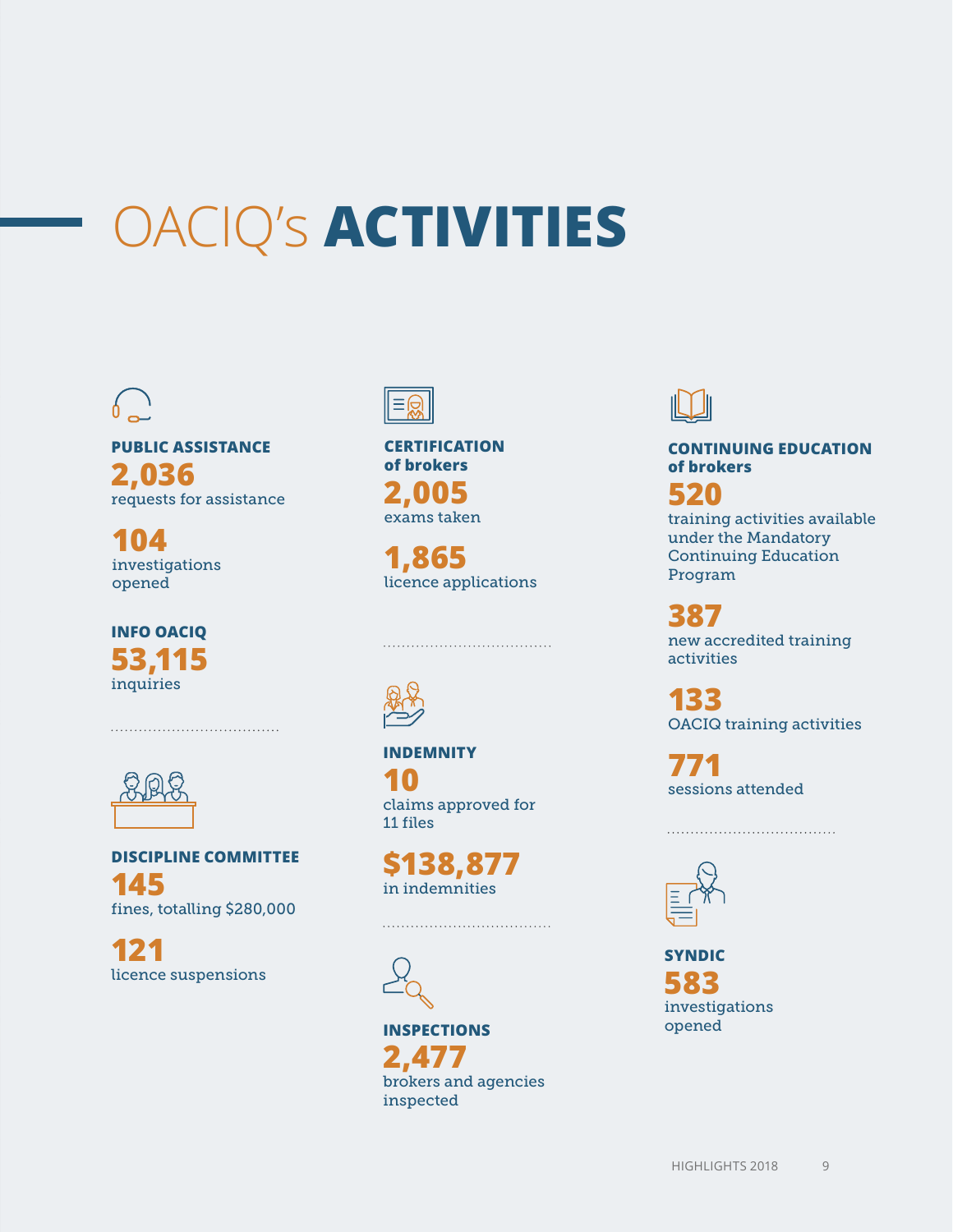# OACIQ's **ACTIVITIES**

### PUBLIC ASSISTANCE

**2,036**
requests for assistance

**104**
investigations opened

### INFO OACIQ

**53,115**
inquiries

### DISCIPLINE COMMITTEE

**145**
fines, totalling $280,000

**121**
licence suspensions

### CERTIFICATION of brokers

**2,005**
exams taken

**1,865**
licence applications

### INDEMNITY

**10**
claims approved for 11 files

**$138,877**
in indemnities

### INSPECTIONS

**2,477**
brokers and agencies inspected

### CONTINUING EDUCATION of brokers

**520**
training activities available under the Mandatory Continuing Education Program

**387**
new accredited training activities

**133**
OACIQ training activities

**771**
sessions attended

### SYNDIC

**583**
investigations opened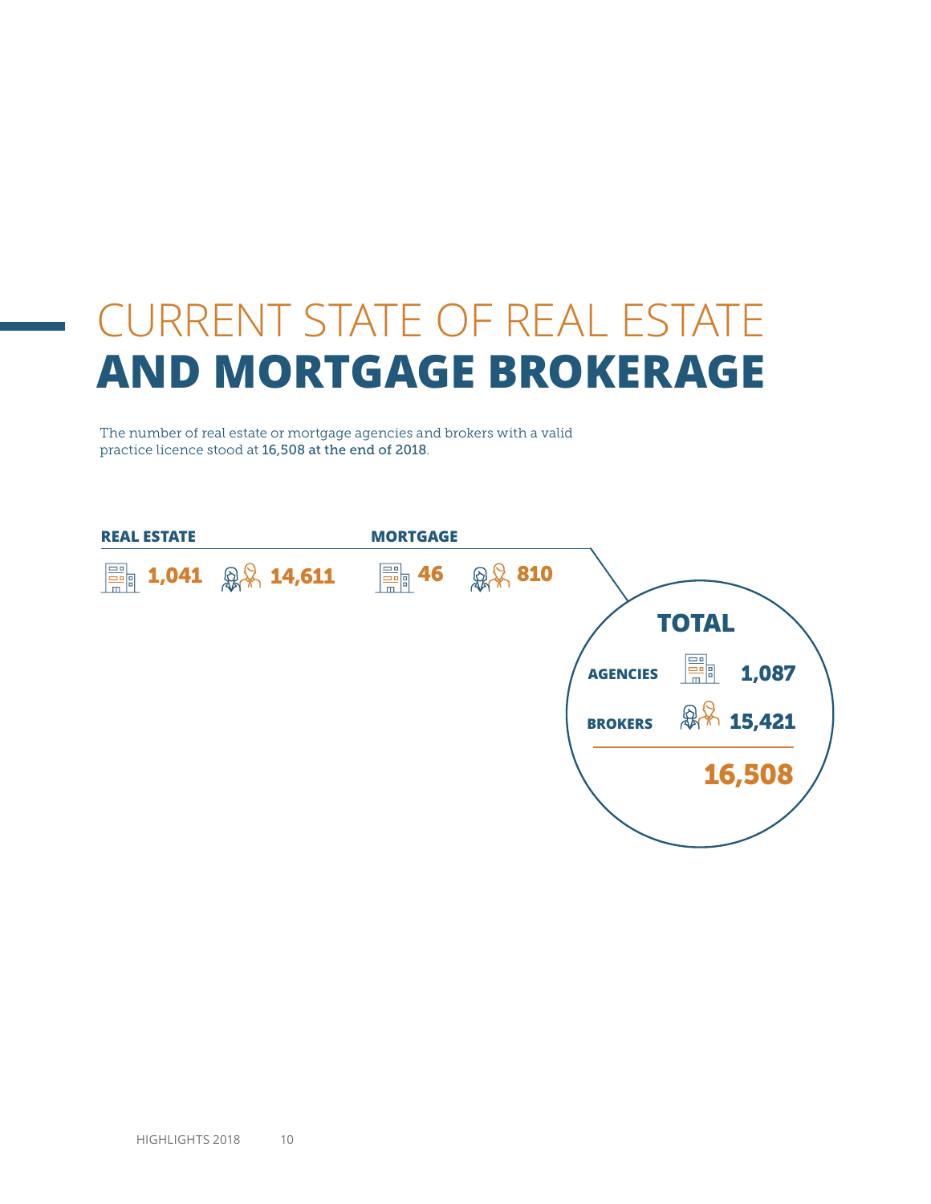# CURRENT STATE OF REAL ESTATE **AND MORTGAGE BROKERAGE**

The number of real estate or mortgage agencies and brokers with a valid practice licence stood at 16,508 at the end of 2018.

| | Agencies | Brokers |
|---|---|---|
| **REAL ESTATE** | 1,041 | 14,611 |
| **MORTGAGE** | 46 | 810 |

**TOTAL**

| | |
|---|---|
| **AGENCIES** | 1,087 |
| **BROKERS** | 15,421 |
| | **16,508** |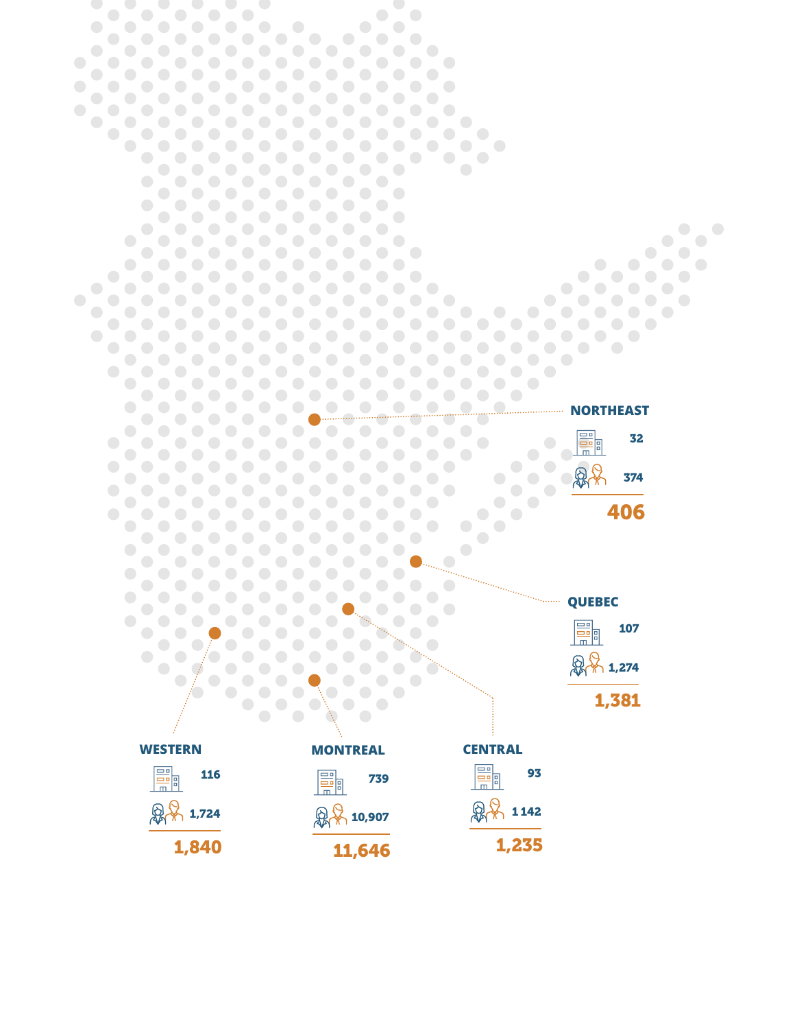**NORTHEAST**

32

374

**406**

**QUEBEC**

107

1,274

**1,381**

**WESTERN**

116

1,724

**1,840**

**MONTREAL**

739

10,907

**11,646**

**CENTRAL**

93

1 142

**1,235**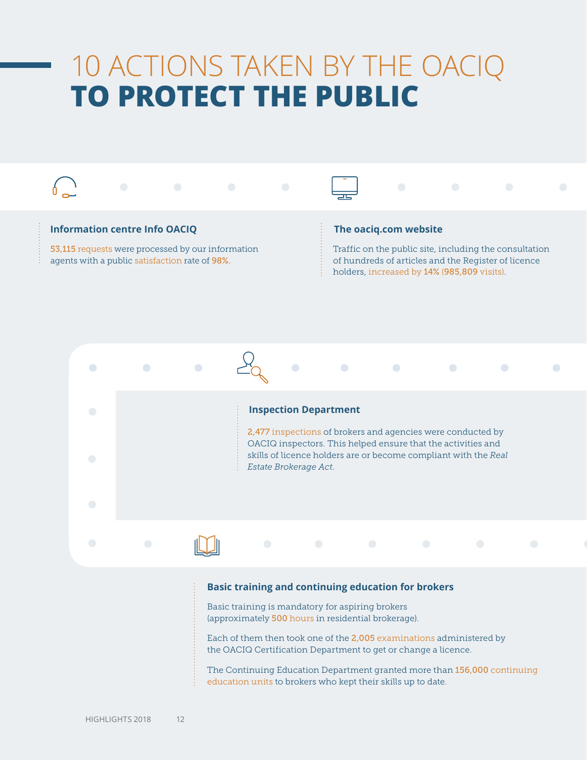# 10 ACTIONS TAKEN BY THE OACIQ **TO PROTECT THE PUBLIC**

### Information centre Info OACIQ

53,115 requests were processed by our information agents with a public satisfaction rate of 98%.

### The oaciq.com website

Traffic on the public site, including the consultation of hundreds of articles and the Register of licence holders, increased by 14% (985,809 visits).

### Inspection Department

2,477 inspections of brokers and agencies were conducted by OACIQ inspectors. This helped ensure that the activities and skills of licence holders are or become compliant with the *Real Estate Brokerage Act*.

### Basic training and continuing education for brokers

Basic training is mandatory for aspiring brokers (approximately 500 hours in residential brokerage).

Each of them then took one of the 2,005 examinations administered by the OACIQ Certification Department to get or change a licence.

The Continuing Education Department granted more than 156,000 continuing education units to brokers who kept their skills up to date.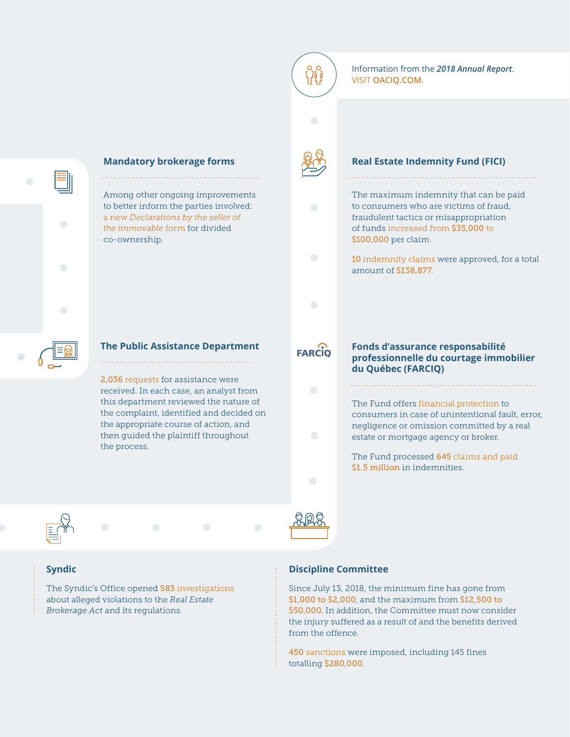Information from the ***2018 Annual Report***.
VISIT **OACIQ.COM.**

## Mandatory brokerage forms

Among other ongoing improvements to better inform the parties involved: a new *Declarations by the seller of the immovable* form for divided co-ownership.

## Real Estate Indemnity Fund (FICI)

The maximum indemnity that can be paid to consumers who are victims of fraud, fraudulent tactics or misappropriation of funds increased from **$35,000** to **$100,000** per claim.

**10** indemnity claims were approved, for a total amount of **$138,877**.

## The Public Assistance Department

**2,036** requests for assistance were received. In each case, an analyst from this department reviewed the nature of the complaint, identified and decided on the appropriate course of action, and then guided the plaintiff throughout the process.

## Fonds d'assurance responsabilité professionnelle du courtage immobilier du Québec (FARCIQ)

The Fund offers financial protection to consumers in case of unintentional fault, error, negligence or omission committed by a real estate or mortgage agency or broker.

The Fund processed **645** claims and paid **$1.5 million** in indemnities.

## Syndic

The Syndic's Office opened **583** investigations about alleged violations to the *Real Estate Brokerage Act* and its regulations.

## Discipline Committee

Since July 13, 2018, the minimum fine has gone from **$1,000 to $2,000**, and the maximum from **$12,500 to $50,000**. In addition, the Committee must now consider the injury suffered as a result of and the benefits derived from the offence.

**450** sanctions were imposed, including 145 fines totalling **$280,000**.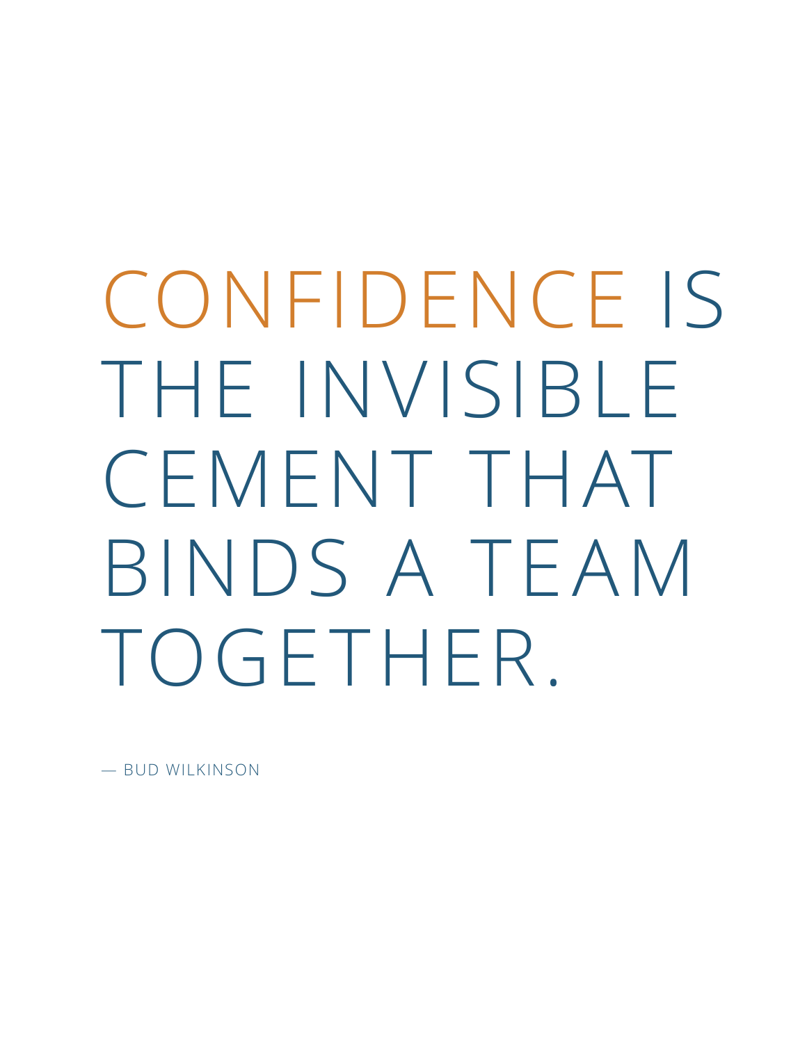# CONFIDENCE IS THE INVISIBLE CEMENT THAT BINDS A TEAM TOGETHER.

— BUD WILKINSON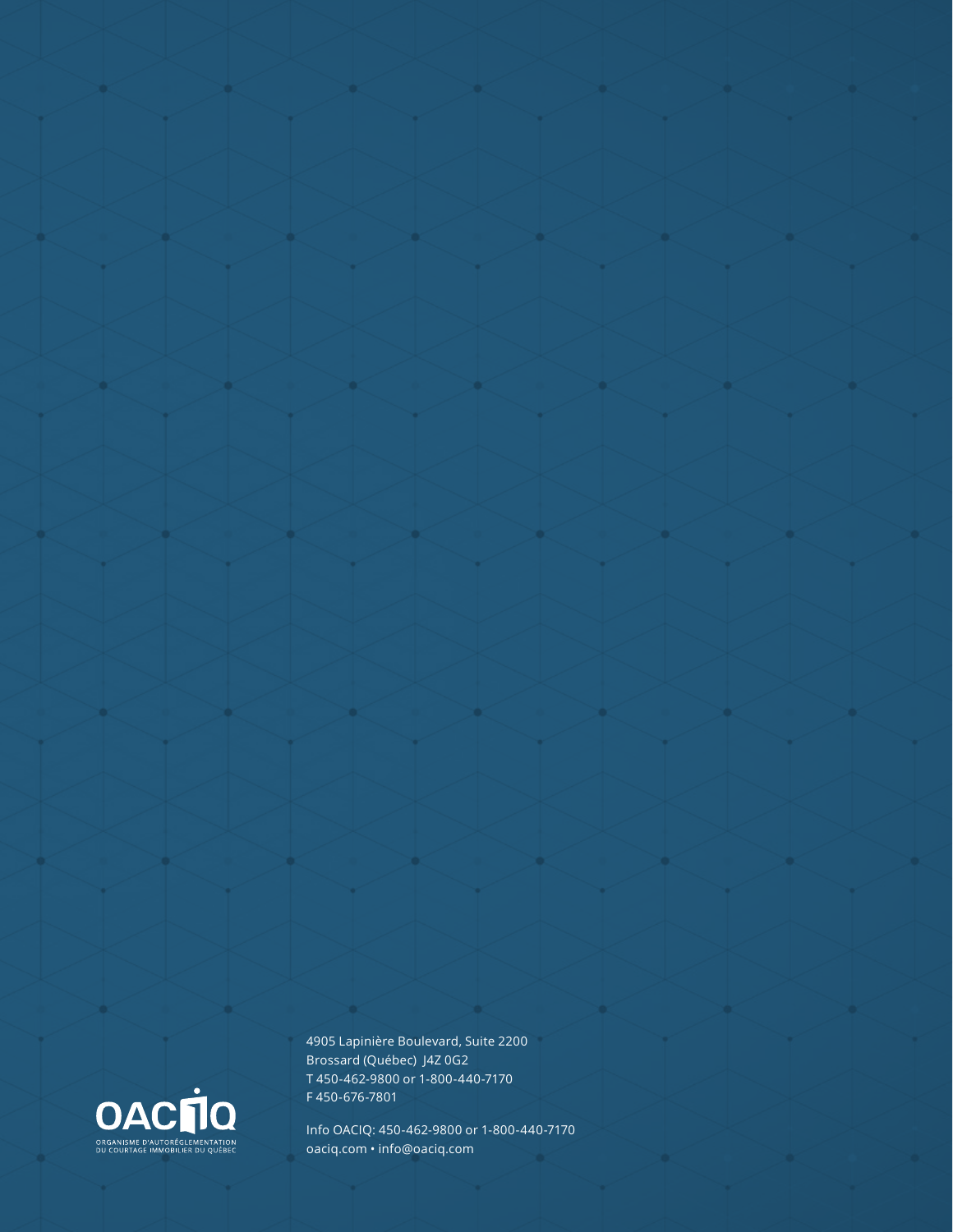OACIQ

ORGANISME D'AUTORÉGLEMENTATION DU COURTAGE IMMOBILIER DU QUÉBEC

4905 Lapinière Boulevard, Suite 2200
Brossard (Québec) J4Z 0G2
T 450-462-9800 or 1-800-440-7170
F 450-676-7801

Info OACIQ: 450-462-9800 or 1-800-440-7170
oaciq.com • info@oaciq.com